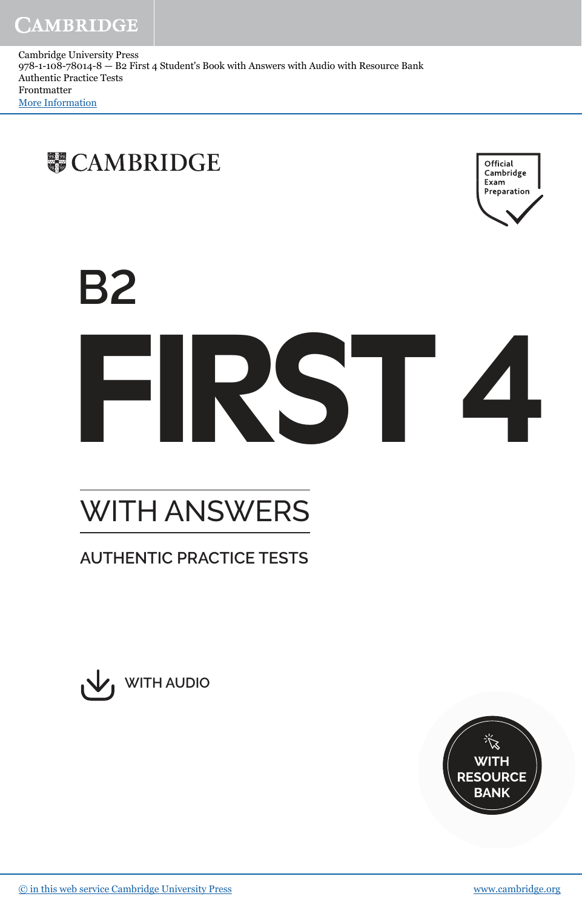Cambridge University Press
978-1-108-78014-8 — B2 First 4 Student's Book with Answers with Audio with Resource Bank
Authentic Practice Tests
Frontmatter
More Information

CAMBRIDGE

Official Cambridge Exam Preparation

# B2

# FIRST 4

## WITH ANSWERS

### AUTHENTIC PRACTICE TESTS

WITH AUDIO

WITH RESOURCE BANK

© in this web service Cambridge University Press    www.cambridge.org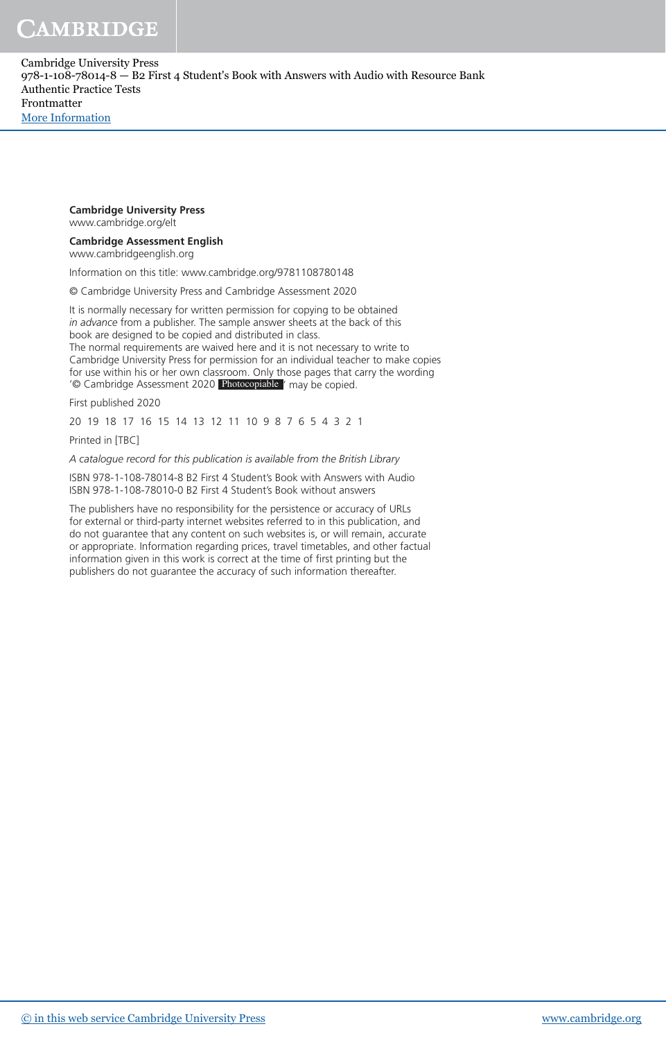**Cambridge University Press**
www.cambridge.org/elt

**Cambridge Assessment English**
www.cambridgeenglish.org

Information on this title: www.cambridge.org/9781108780148

© Cambridge University Press and Cambridge Assessment 2020

It is normally necessary for written permission for copying to be obtained *in advance* from a publisher. The sample answer sheets at the back of this book are designed to be copied and distributed in class.
The normal requirements are waived here and it is not necessary to write to Cambridge University Press for permission for an individual teacher to make copies for use within his or her own classroom. Only those pages that carry the wording '© Cambridge Assessment 2020 Photocopiable' may be copied.

First published 2020

20 19 18 17 16 15 14 13 12 11 10 9 8 7 6 5 4 3 2 1

Printed in [TBC]

*A catalogue record for this publication is available from the British Library*

ISBN 978-1-108-78014-8 B2 First 4 Student's Book with Answers with Audio
ISBN 978-1-108-78010-0 B2 First 4 Student's Book without answers

The publishers have no responsibility for the persistence or accuracy of URLs for external or third-party internet websites referred to in this publication, and do not guarantee that any content on such websites is, or will remain, accurate or appropriate. Information regarding prices, travel timetables, and other factual information given in this work is correct at the time of first printing but the publishers do not guarantee the accuracy of such information thereafter.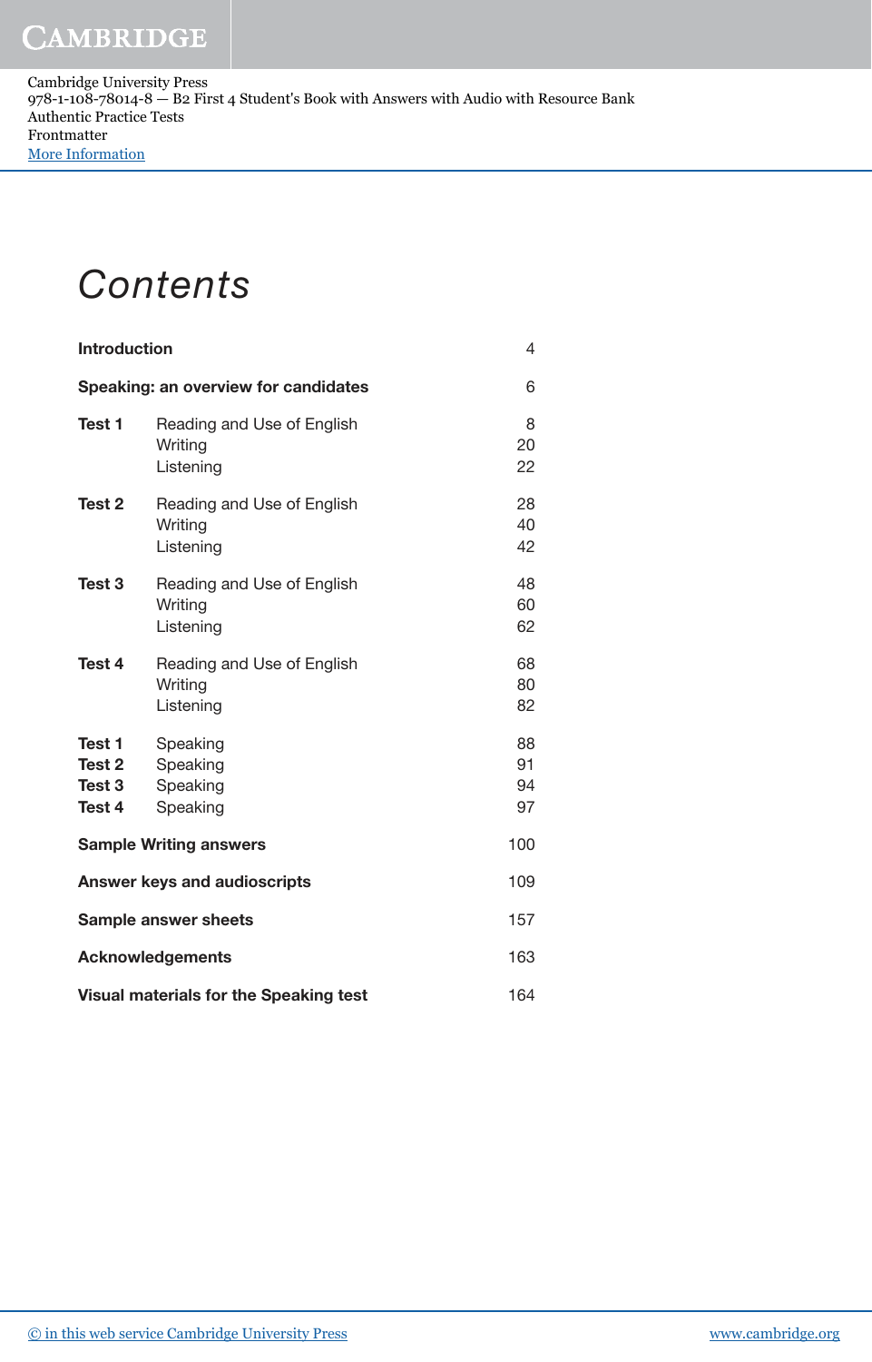Cambridge University Press
978-1-108-78014-8 — B2 First 4 Student's Book with Answers with Audio with Resource Bank
Authentic Practice Tests
Frontmatter
More Information

# Contents

| | | |
|---|---|---|
| **Introduction** | | 4 |
| **Speaking: an overview for candidates** | | 6 |
| **Test 1** | Reading and Use of English | 8 |
| | Writing | 20 |
| | Listening | 22 |
| **Test 2** | Reading and Use of English | 28 |
| | Writing | 40 |
| | Listening | 42 |
| **Test 3** | Reading and Use of English | 48 |
| | Writing | 60 |
| | Listening | 62 |
| **Test 4** | Reading and Use of English | 68 |
| | Writing | 80 |
| | Listening | 82 |
| **Test 1** | Speaking | 88 |
| **Test 2** | Speaking | 91 |
| **Test 3** | Speaking | 94 |
| **Test 4** | Speaking | 97 |
| **Sample Writing answers** | | 100 |
| **Answer keys and audioscripts** | | 109 |
| **Sample answer sheets** | | 157 |
| **Acknowledgements** | | 163 |
| **Visual materials for the Speaking test** | | 164 |

© in this web service Cambridge University Press www.cambridge.org